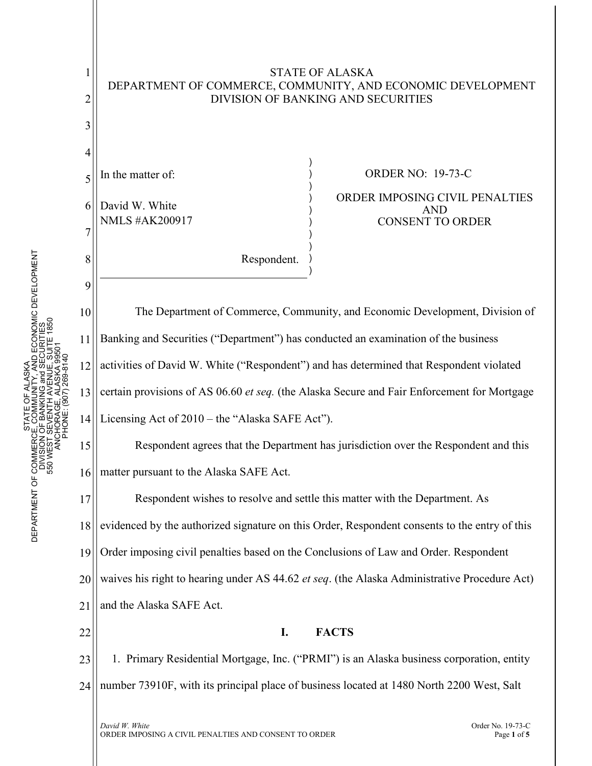STATE OF ALASKA
DEPARTMENT OF COMMERCE, COMMUNITY, AND ECONOMIC DEVELOPMENT
DIVISION OF BANKING AND SECURITIES

| | |
|---|---|
| In the matter of:<br><br>David W. White<br>NMLS #AK200917<br><br>Respondent. | ORDER NO: 19-73-C<br><br>ORDER IMPOSING CIVIL PENALTIES AND CONSENT TO ORDER |

The Department of Commerce, Community, and Economic Development, Division of Banking and Securities ("Department") has conducted an examination of the business activities of David W. White ("Respondent") and has determined that Respondent violated certain provisions of AS 06.60 *et seq.* (the Alaska Secure and Fair Enforcement for Mortgage Licensing Act of 2010 – the "Alaska SAFE Act").

Respondent agrees that the Department has jurisdiction over the Respondent and this matter pursuant to the Alaska SAFE Act.

Respondent wishes to resolve and settle this matter with the Department. As evidenced by the authorized signature on this Order, Respondent consents to the entry of this Order imposing civil penalties based on the Conclusions of Law and Order. Respondent waives his right to hearing under AS 44.62 *et seq*. (the Alaska Administrative Procedure Act) and the Alaska SAFE Act.

## I. FACTS

1. Primary Residential Mortgage, Inc. ("PRMI") is an Alaska business corporation, entity number 73910F, with its principal place of business located at 1480 North 2200 West, Salt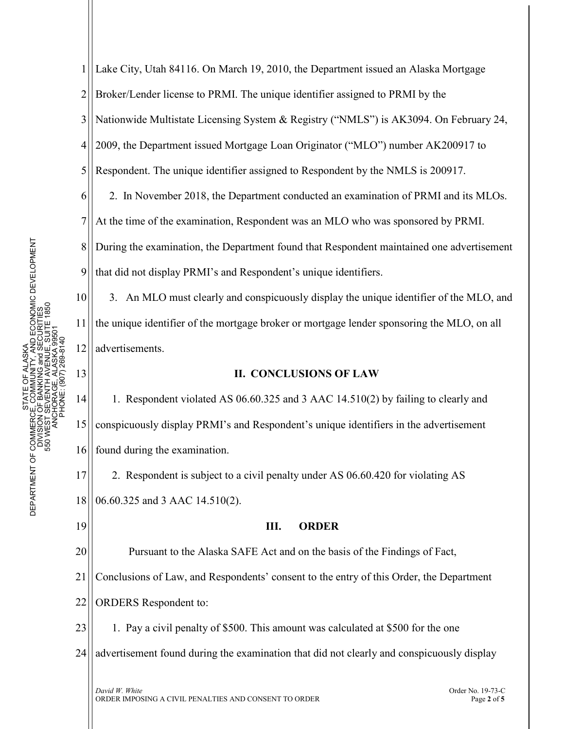Lake City, Utah 84116. On March 19, 2010, the Department issued an Alaska Mortgage Broker/Lender license to PRMI. The unique identifier assigned to PRMI by the Nationwide Multistate Licensing System & Registry ("NMLS") is AK3094. On February 24, 2009, the Department issued Mortgage Loan Originator ("MLO") number AK200917 to Respondent. The unique identifier assigned to Respondent by the NMLS is 200917.

2. In November 2018, the Department conducted an examination of PRMI and its MLOs. At the time of the examination, Respondent was an MLO who was sponsored by PRMI. During the examination, the Department found that Respondent maintained one advertisement that did not display PRMI's and Respondent's unique identifiers.

3. An MLO must clearly and conspicuously display the unique identifier of the MLO, and the unique identifier of the mortgage broker or mortgage lender sponsoring the MLO, on all advertisements.

## II. CONCLUSIONS OF LAW

1. Respondent violated AS 06.60.325 and 3 AAC 14.510(2) by failing to clearly and conspicuously display PRMI's and Respondent's unique identifiers in the advertisement found during the examination.

2. Respondent is subject to a civil penalty under AS 06.60.420 for violating AS 06.60.325 and 3 AAC 14.510(2).

## III. ORDER

Pursuant to the Alaska SAFE Act and on the basis of the Findings of Fact, Conclusions of Law, and Respondents' consent to the entry of this Order, the Department ORDERS Respondent to:

1. Pay a civil penalty of $500. This amount was calculated at $500 for the one advertisement found during the examination that did not clearly and conspicuously display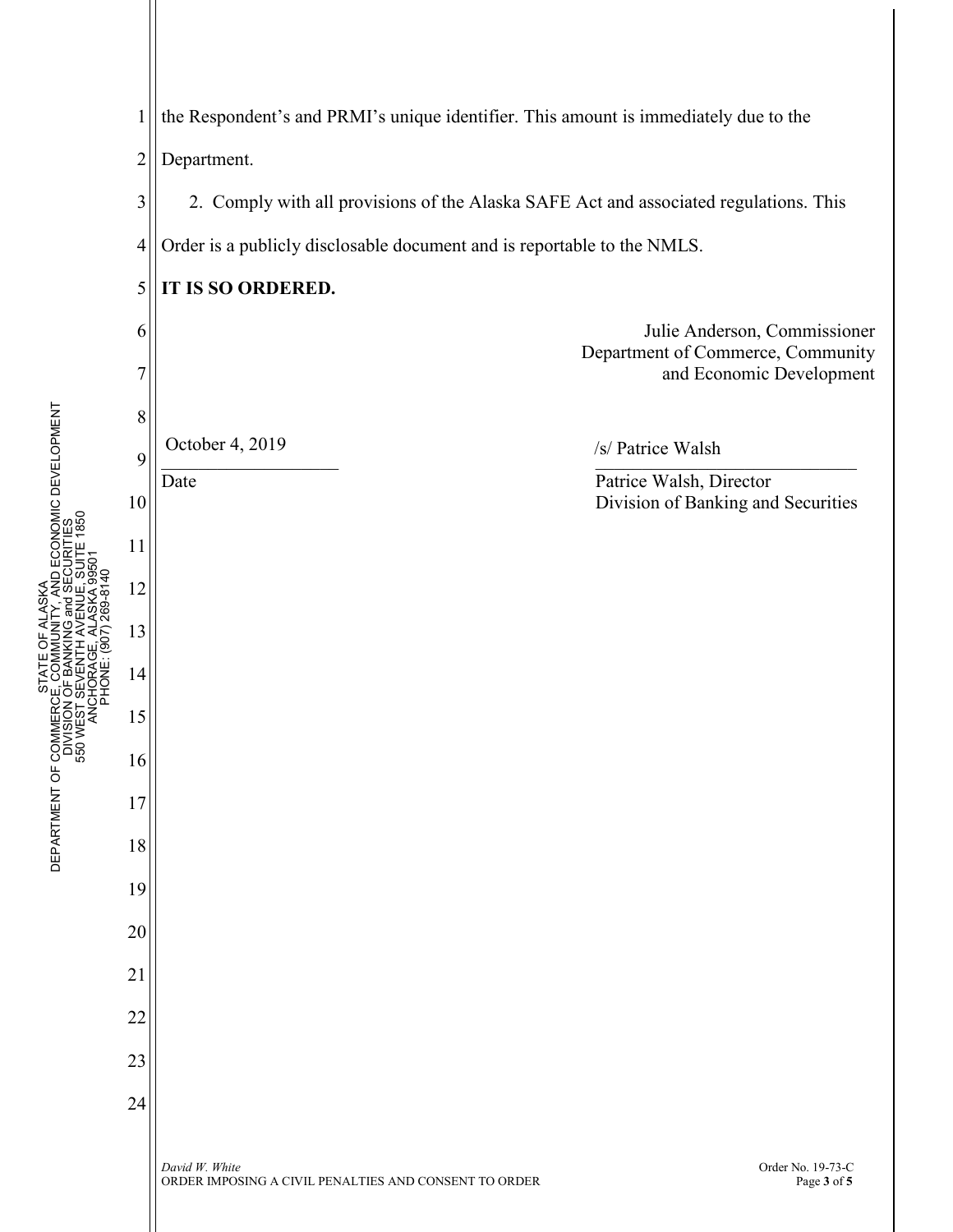the Respondent's and PRMI's unique identifier. This amount is immediately due to the Department.

2. Comply with all provisions of the Alaska SAFE Act and associated regulations. This Order is a publicly disclosable document and is reportable to the NMLS.

**IT IS SO ORDERED.**

Julie Anderson, Commissioner
Department of Commerce, Community and Economic Development

October 4, 2019
Date

/s/ Patrice Walsh
Patrice Walsh, Director
Division of Banking and Securities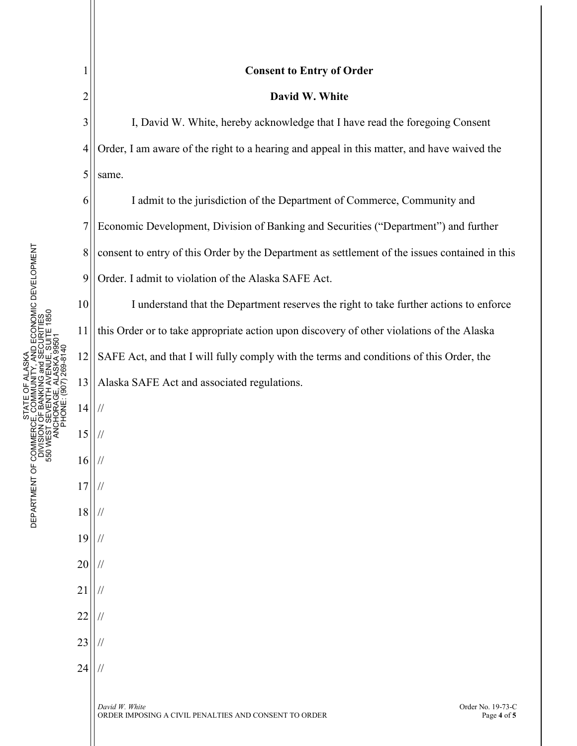**Consent to Entry of Order**

**David W. White**

I, David W. White, hereby acknowledge that I have read the foregoing Consent Order, I am aware of the right to a hearing and appeal in this matter, and have waived the same.

I admit to the jurisdiction of the Department of Commerce, Community and Economic Development, Division of Banking and Securities ("Department") and further consent to entry of this Order by the Department as settlement of the issues contained in this Order. I admit to violation of the Alaska SAFE Act.

I understand that the Department reserves the right to take further actions to enforce this Order or to take appropriate action upon discovery of other violations of the Alaska SAFE Act, and that I will fully comply with the terms and conditions of this Order, the Alaska SAFE Act and associated regulations.

//

//

//

//

//

//

//

//

//

//

//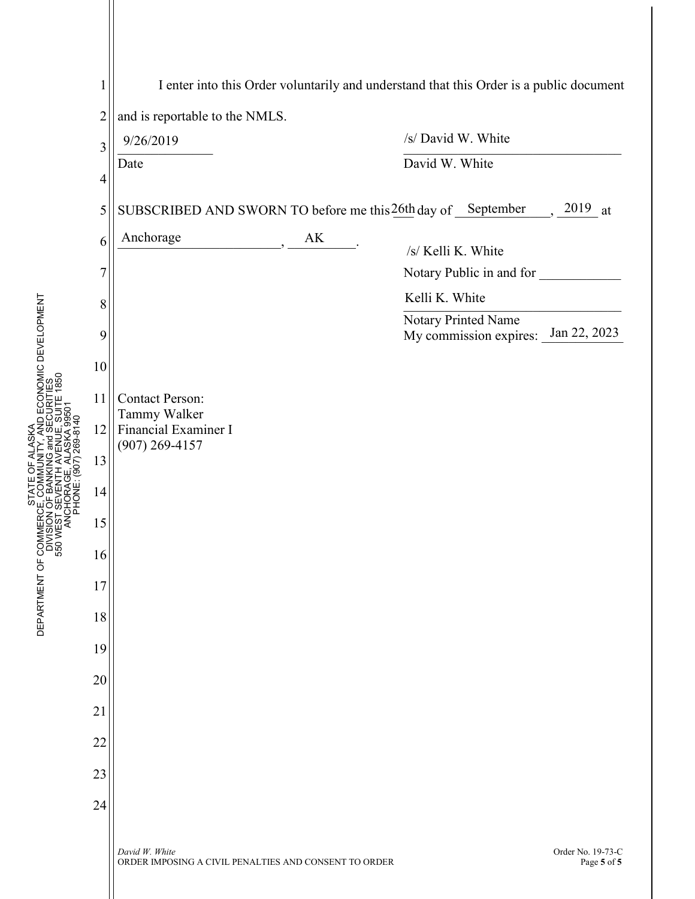I enter into this Order voluntarily and understand that this Order is a public document and is reportable to the NMLS.

9/26/2019
Date

/s/ David W. White
David W. White

SUBSCRIBED AND SWORN TO before me this 26th day of September, 2019 at Anchorage, AK.

/s/ Kelli K. White
Notary Public in and for ____________

Kelli K. White
Notary Printed Name
My commission expires: Jan 22, 2023

Contact Person:
Tammy Walker
Financial Examiner I
(907) 269-4157